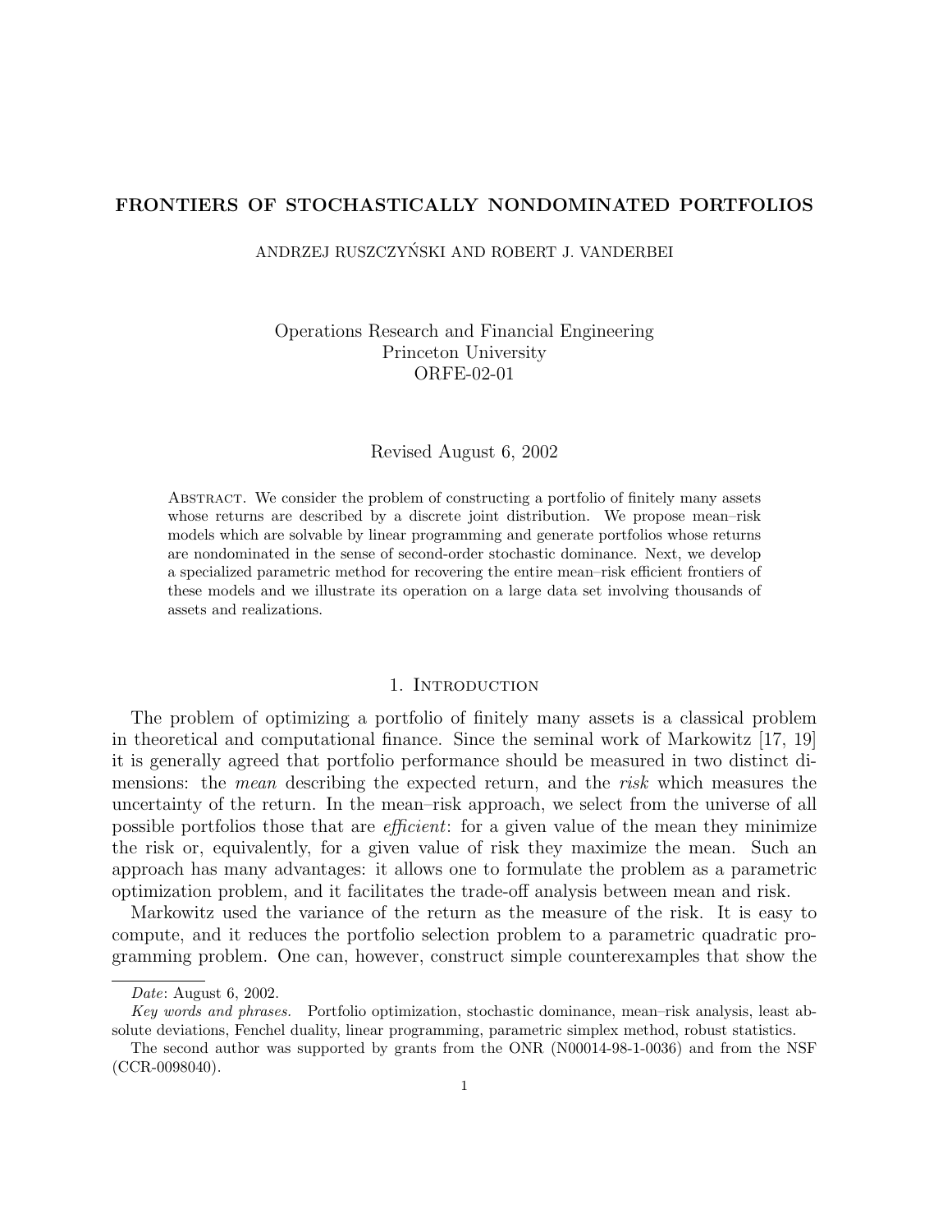# FRONTIERS OF STOCHASTICALLY NONDOMINATED PORTFOLIOS

ANDRZEJ RUSZCZYŃSKI AND ROBERT J. VANDERBEI

Operations Research and Financial Engineering
Princeton University
ORFE-02-01

Revised August 6, 2002

Abstract. We consider the problem of constructing a portfolio of finitely many assets whose returns are described by a discrete joint distribution. We propose mean–risk models which are solvable by linear programming and generate portfolios whose returns are nondominated in the sense of second-order stochastic dominance. Next, we develop a specialized parametric method for recovering the entire mean–risk efficient frontiers of these models and we illustrate its operation on a large data set involving thousands of assets and realizations.

## 1. Introduction

The problem of optimizing a portfolio of finitely many assets is a classical problem in theoretical and computational finance. Since the seminal work of Markowitz [17, 19] it is generally agreed that portfolio performance should be measured in two distinct dimensions: the *mean* describing the expected return, and the *risk* which measures the uncertainty of the return. In the mean–risk approach, we select from the universe of all possible portfolios those that are *efficient*: for a given value of the mean they minimize the risk or, equivalently, for a given value of risk they maximize the mean. Such an approach has many advantages: it allows one to formulate the problem as a parametric optimization problem, and it facilitates the trade-off analysis between mean and risk.

Markowitz used the variance of the return as the measure of the risk. It is easy to compute, and it reduces the portfolio selection problem to a parametric quadratic programming problem. One can, however, construct simple counterexamples that show the

---

*Date*: August 6, 2002.

*Key words and phrases.* Portfolio optimization, stochastic dominance, mean–risk analysis, least absolute deviations, Fenchel duality, linear programming, parametric simplex method, robust statistics.

The second author was supported by grants from the ONR (N00014-98-1-0036) and from the NSF (CCR-0098040).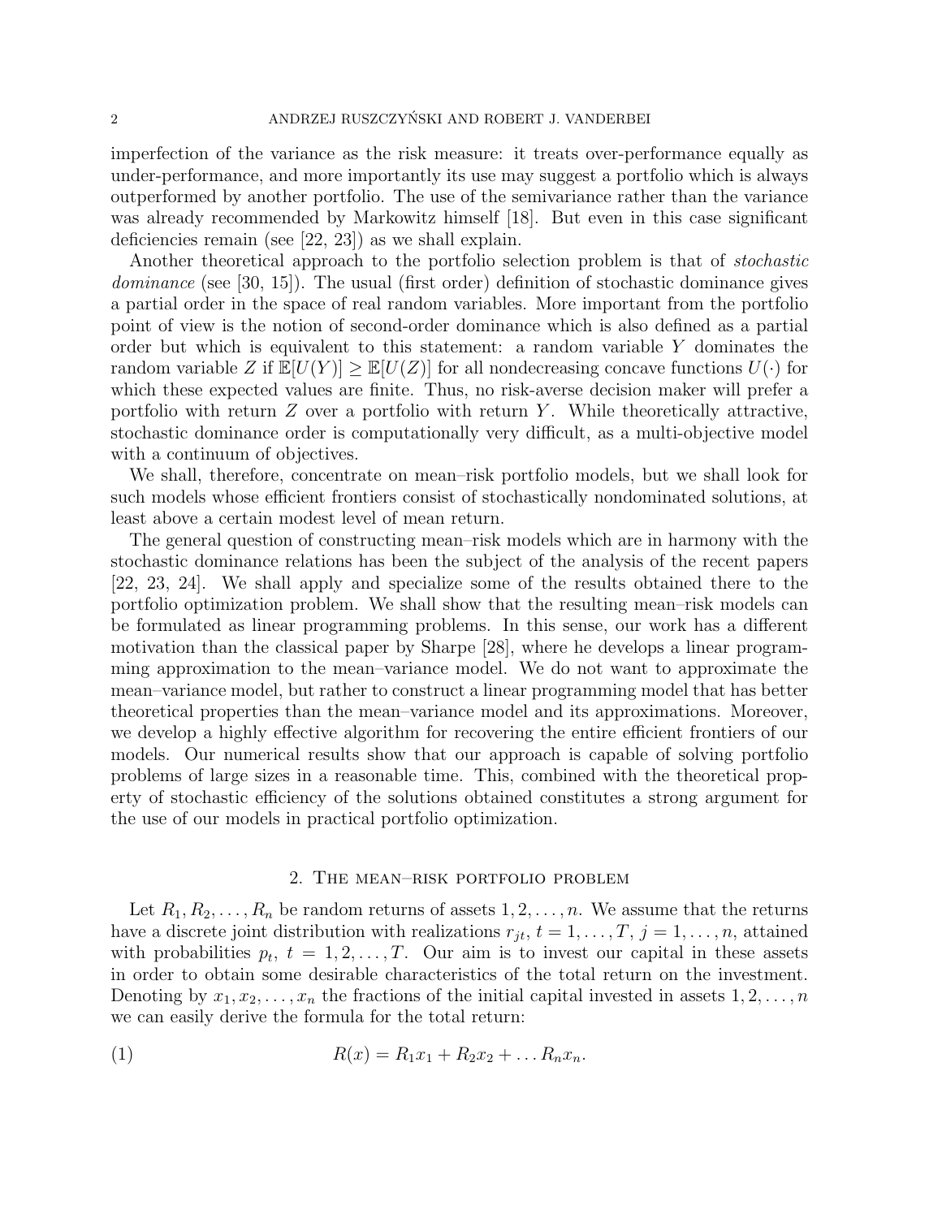imperfection of the variance as the risk measure: it treats over-performance equally as under-performance, and more importantly its use may suggest a portfolio which is always outperformed by another portfolio. The use of the semivariance rather than the variance was already recommended by Markowitz himself [18]. But even in this case significant deficiencies remain (see [22, 23]) as we shall explain.

Another theoretical approach to the portfolio selection problem is that of *stochastic dominance* (see [30, 15]). The usual (first order) definition of stochastic dominance gives a partial order in the space of real random variables. More important from the portfolio point of view is the notion of second-order dominance which is also defined as a partial order but which is equivalent to this statement: a random variable $Y$ dominates the random variable $Z$ if $\mathbb{E}[U(Y)] \geq \mathbb{E}[U(Z)]$ for all nondecreasing concave functions $U(\cdot)$ for which these expected values are finite. Thus, no risk-averse decision maker will prefer a portfolio with return $Z$ over a portfolio with return $Y$. While theoretically attractive, stochastic dominance order is computationally very difficult, as a multi-objective model with a continuum of objectives.

We shall, therefore, concentrate on mean–risk portfolio models, but we shall look for such models whose efficient frontiers consist of stochastically nondominated solutions, at least above a certain modest level of mean return.

The general question of constructing mean–risk models which are in harmony with the stochastic dominance relations has been the subject of the analysis of the recent papers [22, 23, 24]. We shall apply and specialize some of the results obtained there to the portfolio optimization problem. We shall show that the resulting mean–risk models can be formulated as linear programming problems. In this sense, our work has a different motivation than the classical paper by Sharpe [28], where he develops a linear programming approximation to the mean–variance model. We do not want to approximate the mean–variance model, but rather to construct a linear programming model that has better theoretical properties than the mean–variance model and its approximations. Moreover, we develop a highly effective algorithm for recovering the entire efficient frontiers of our models. Our numerical results show that our approach is capable of solving portfolio problems of large sizes in a reasonable time. This, combined with the theoretical property of stochastic efficiency of the solutions obtained constitutes a strong argument for the use of our models in practical portfolio optimization.

## 2. The mean–risk portfolio problem

Let $R_1, R_2, \ldots, R_n$ be random returns of assets $1, 2, \ldots, n$. We assume that the returns have a discrete joint distribution with realizations $r_{jt}$, $t = 1, \ldots, T$, $j = 1, \ldots, n$, attained with probabilities $p_t$, $t = 1, 2, \ldots, T$. Our aim is to invest our capital in these assets in order to obtain some desirable characteristics of the total return on the investment. Denoting by $x_1, x_2, \ldots, x_n$ the fractions of the initial capital invested in assets $1, 2, \ldots, n$ we can easily derive the formula for the total return:

$$R(x) = R_1 x_1 + R_2 x_2 + \ldots R_n x_n. \tag{1}$$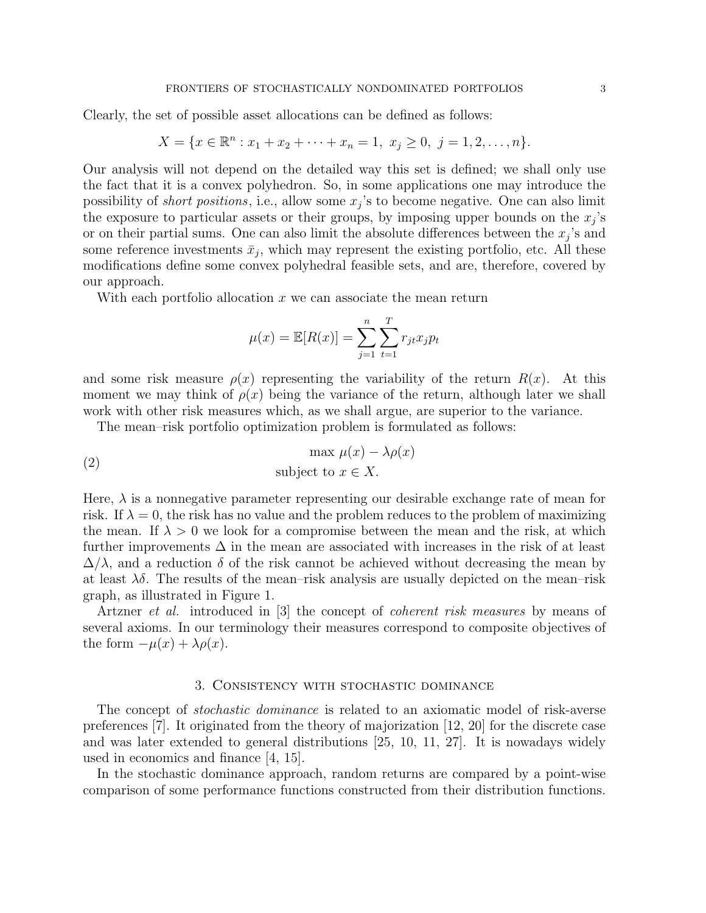Clearly, the set of possible asset allocations can be defined as follows:

$$X = \{x \in \mathbb{R}^n : x_1 + x_2 + \cdots + x_n = 1,\ x_j \geq 0,\ j = 1, 2, \ldots, n\}.$$

Our analysis will not depend on the detailed way this set is defined; we shall only use the fact that it is a convex polyhedron. So, in some applications one may introduce the possibility of *short positions*, i.e., allow some $x_j$'s to become negative. One can also limit the exposure to particular assets or their groups, by imposing upper bounds on the $x_j$'s or on their partial sums. One can also limit the absolute differences between the $x_j$'s and some reference investments $\bar{x}_j$, which may represent the existing portfolio, etc. All these modifications define some convex polyhedral feasible sets, and are, therefore, covered by our approach.

With each portfolio allocation $x$ we can associate the mean return

$$\mu(x) = \mathbb{E}[R(x)] = \sum_{j=1}^{n} \sum_{t=1}^{T} r_{jt} x_j p_t$$

and some risk measure $\rho(x)$ representing the variability of the return $R(x)$. At this moment we may think of $\rho(x)$ being the variance of the return, although later we shall work with other risk measures which, as we shall argue, are superior to the variance.

The mean–risk portfolio optimization problem is formulated as follows:

$$\begin{aligned} &\max\ \mu(x) - \lambda\rho(x) \\ &\text{subject to } x \in X. \end{aligned} \tag{2}$$

Here, $\lambda$ is a nonnegative parameter representing our desirable exchange rate of mean for risk. If $\lambda = 0$, the risk has no value and the problem reduces to the problem of maximizing the mean. If $\lambda > 0$ we look for a compromise between the mean and the risk, at which further improvements $\Delta$ in the mean are associated with increases in the risk of at least $\Delta/\lambda$, and a reduction $\delta$ of the risk cannot be achieved without decreasing the mean by at least $\lambda\delta$. The results of the mean–risk analysis are usually depicted on the mean–risk graph, as illustrated in Figure 1.

Artzner *et al.* introduced in [3] the concept of *coherent risk measures* by means of several axioms. In our terminology their measures correspond to composite objectives of the form $-\mu(x) + \lambda\rho(x)$.

## 3. Consistency with stochastic dominance

The concept of *stochastic dominance* is related to an axiomatic model of risk-averse preferences [7]. It originated from the theory of majorization [12, 20] for the discrete case and was later extended to general distributions [25, 10, 11, 27]. It is nowadays widely used in economics and finance [4, 15].

In the stochastic dominance approach, random returns are compared by a point-wise comparison of some performance functions constructed from their distribution functions.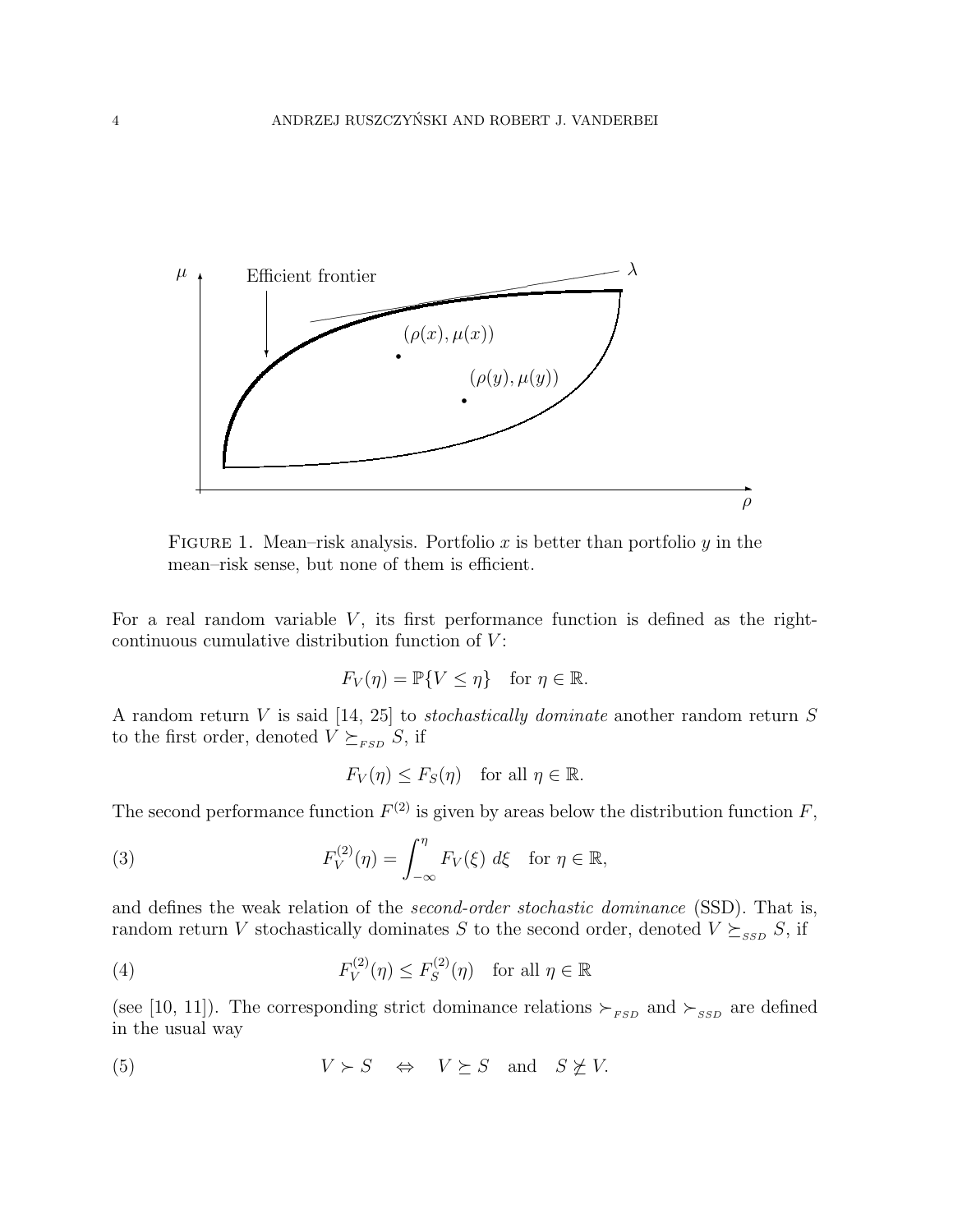FIGURE 1. Mean–risk analysis. Portfolio $x$ is better than portfolio $y$ in the mean–risk sense, but none of them is efficient.

For a real random variable $V$, its first performance function is defined as the right-continuous cumulative distribution function of $V$:

$$F_V(\eta) = \mathbb{P}\{V \leq \eta\} \quad \text{for } \eta \in \mathbb{R}.$$

A random return $V$ is said [14, 25] to *stochastically dominate* another random return $S$ to the first order, denoted $V \succeq_{FSD} S$, if

$$F_V(\eta) \leq F_S(\eta) \quad \text{for all } \eta \in \mathbb{R}.$$

The second performance function $F^{(2)}$ is given by areas below the distribution function $F$,

$$F_V^{(2)}(\eta) = \int_{-\infty}^{\eta} F_V(\xi) \, d\xi \quad \text{for } \eta \in \mathbb{R}, \tag{3}$$

and defines the weak relation of the *second-order stochastic dominance* (SSD). That is, random return $V$ stochastically dominates $S$ to the second order, denoted $V \succeq_{SSD} S$, if

$$F_V^{(2)}(\eta) \leq F_S^{(2)}(\eta) \quad \text{for all } \eta \in \mathbb{R} \tag{4}$$

(see [10, 11]). The corresponding strict dominance relations $\succ_{FSD}$ and $\succ_{SSD}$ are defined in the usual way

$$V \succ S \quad \Leftrightarrow \quad V \succeq S \quad \text{and} \quad S \not\succeq V. \tag{5}$$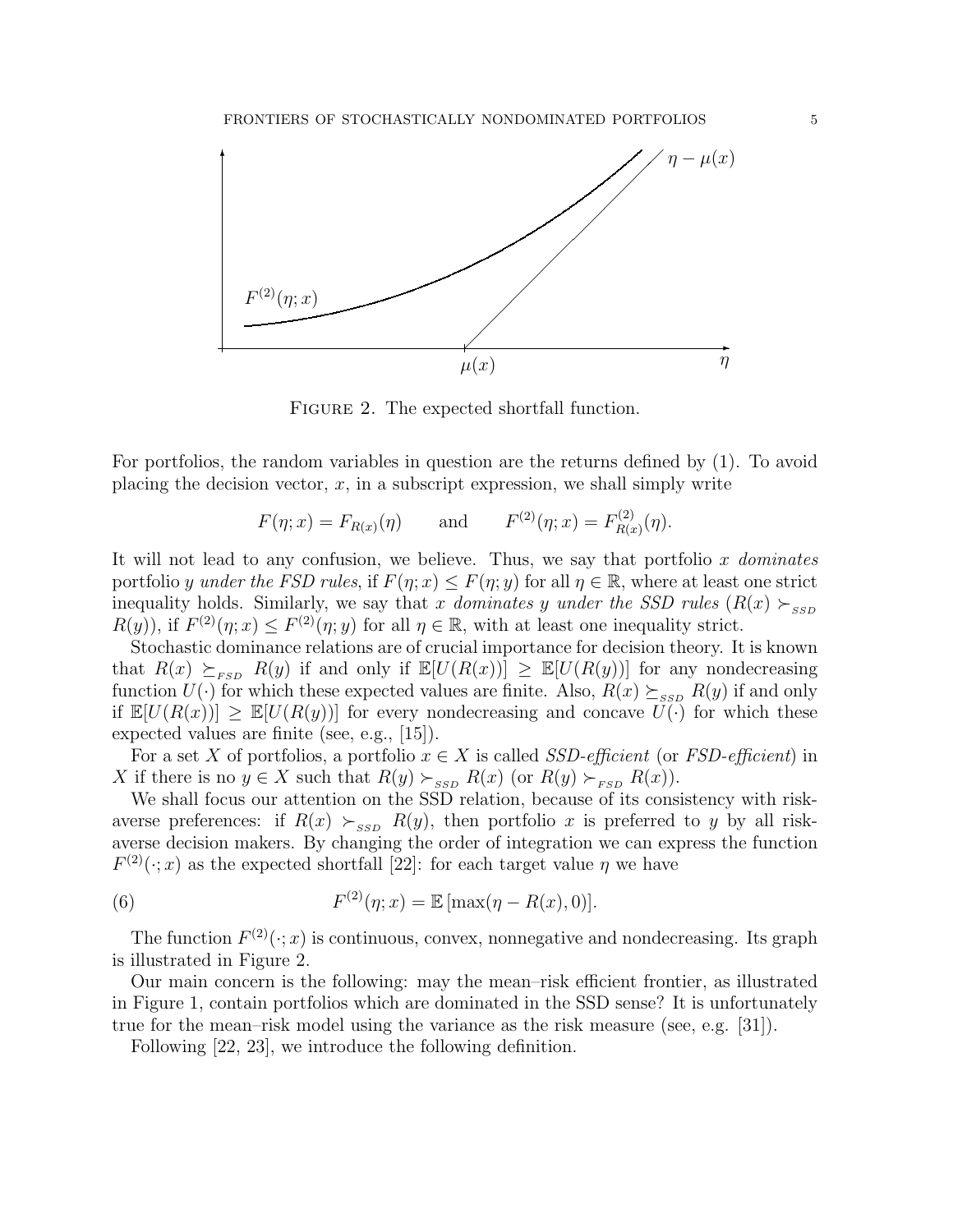Figure 2. The expected shortfall function.

For portfolios, the random variables in question are the returns defined by (1). To avoid placing the decision vector, $x$, in a subscript expression, we shall simply write

$$F(\eta; x) = F_{R(x)}(\eta) \qquad \text{and} \qquad F^{(2)}(\eta; x) = F^{(2)}_{R(x)}(\eta).$$

It will not lead to any confusion, we believe. Thus, we say that portfolio $x$ *dominates* portfolio $y$ *under the FSD rules*, if $F(\eta; x) \le F(\eta; y)$ for all $\eta \in \mathbb{R}$, where at least one strict inequality holds. Similarly, we say that $x$ *dominates* $y$ *under the SSD rules* ($R(x) \succ_{SSD} R(y)$), if $F^{(2)}(\eta; x) \le F^{(2)}(\eta; y)$ for all $\eta \in \mathbb{R}$, with at least one inequality strict.

Stochastic dominance relations are of crucial importance for decision theory. It is known that $R(x) \succeq_{FSD} R(y)$ if and only if $\mathbb{E}[U(R(x))] \ge \mathbb{E}[U(R(y))]$ for any nondecreasing function $U(\cdot)$ for which these expected values are finite. Also, $R(x) \succeq_{SSD} R(y)$ if and only if $\mathbb{E}[U(R(x))] \ge \mathbb{E}[U(R(y))]$ for every nondecreasing and concave $U(\cdot)$ for which these expected values are finite (see, e.g., [15]).

For a set $X$ of portfolios, a portfolio $x \in X$ is called *SSD-efficient* (or *FSD-efficient*) in $X$ if there is no $y \in X$ such that $R(y) \succ_{SSD} R(x)$ (or $R(y) \succ_{FSD} R(x)$).

We shall focus our attention on the SSD relation, because of its consistency with risk-averse preferences: if $R(x) \succ_{SSD} R(y)$, then portfolio $x$ is preferred to $y$ by all risk-averse decision makers. By changing the order of integration we can express the function $F^{(2)}(\cdot; x)$ as the expected shortfall [22]: for each target value $\eta$ we have

$$F^{(2)}(\eta; x) = \mathbb{E}\,[\max(\eta - R(x), 0)]. \tag{6}$$

The function $F^{(2)}(\cdot; x)$ is continuous, convex, nonnegative and nondecreasing. Its graph is illustrated in Figure 2.

Our main concern is the following: may the mean–risk efficient frontier, as illustrated in Figure 1, contain portfolios which are dominated in the SSD sense? It is unfortunately true for the mean–risk model using the variance as the risk measure (see, e.g. [31]).

Following [22, 23], we introduce the following definition.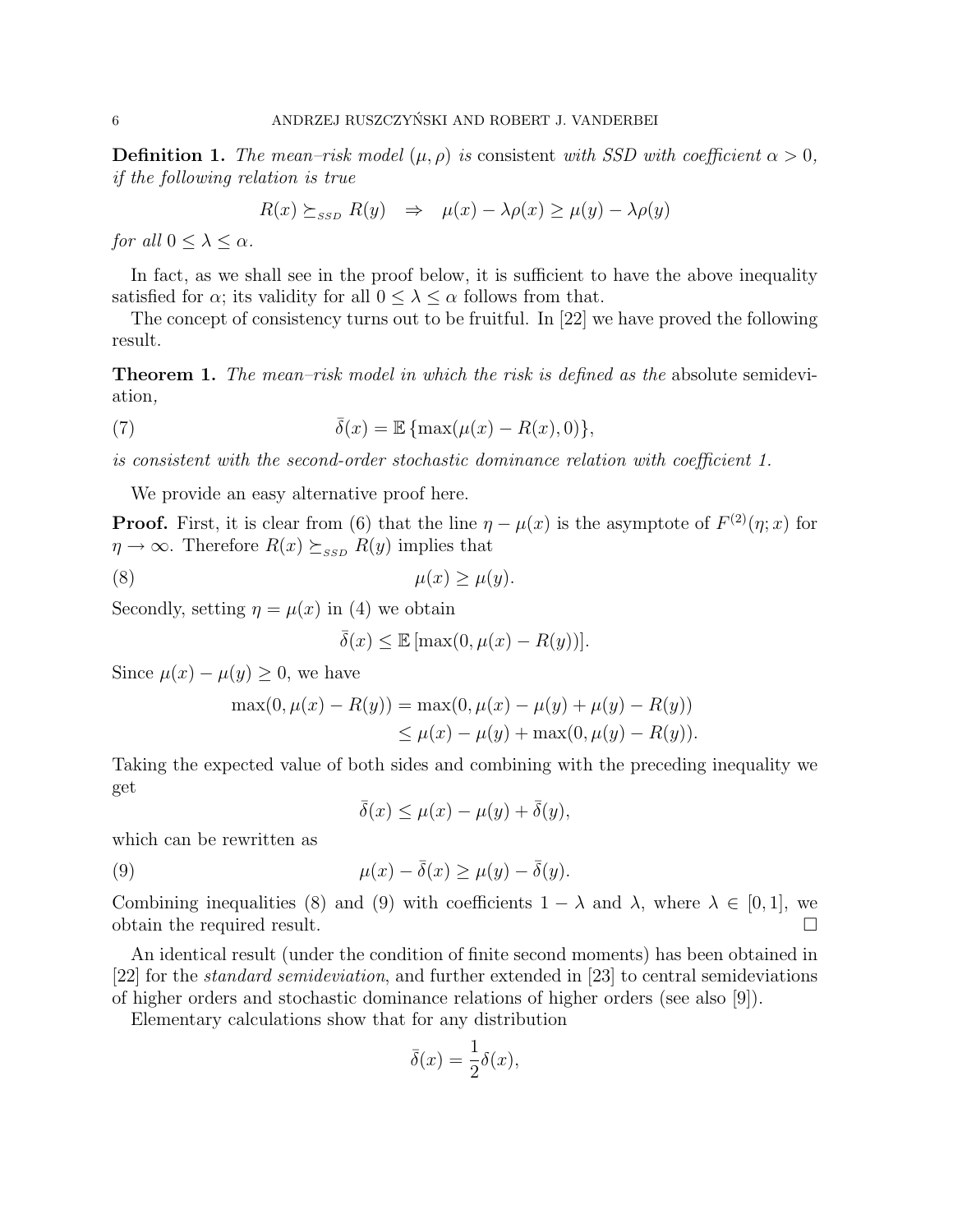**Definition 1.** *The mean–risk model $(\mu, \rho)$ is* consistent *with SSD with coefficient $\alpha > 0$, if the following relation is true*

$$R(x) \succeq_{SSD} R(y) \quad \Rightarrow \quad \mu(x) - \lambda\rho(x) \geq \mu(y) - \lambda\rho(y)$$

*for all $0 \leq \lambda \leq \alpha$.*

In fact, as we shall see in the proof below, it is sufficient to have the above inequality satisfied for $\alpha$; its validity for all $0 \leq \lambda \leq \alpha$ follows from that.

The concept of consistency turns out to be fruitful. In [22] we have proved the following result.

**Theorem 1.** *The mean–risk model in which the risk is defined as the* absolute semideviation*,*

$$\bar{\delta}(x) = \mathbb{E}\{\max(\mu(x) - R(x), 0)\}, \tag{7}$$

*is consistent with the second-order stochastic dominance relation with coefficient 1.*

We provide an easy alternative proof here.

**Proof.** First, it is clear from (6) that the line $\eta - \mu(x)$ is the asymptote of $F^{(2)}(\eta; x)$ for $\eta \to \infty$. Therefore $R(x) \succeq_{SSD} R(y)$ implies that

$$\mu(x) \geq \mu(y). \tag{8}$$

Secondly, setting $\eta = \mu(x)$ in (4) we obtain

$$\bar{\delta}(x) \leq \mathbb{E}\,[\max(0, \mu(x) - R(y))].$$

Since $\mu(x) - \mu(y) \geq 0$, we have

$$\begin{aligned}
\max(0, \mu(x) - R(y)) &= \max(0, \mu(x) - \mu(y) + \mu(y) - R(y)) \\
&\leq \mu(x) - \mu(y) + \max(0, \mu(y) - R(y)).
\end{aligned}$$

Taking the expected value of both sides and combining with the preceding inequality we get

$$\bar{\delta}(x) \leq \mu(x) - \mu(y) + \bar{\delta}(y),$$

which can be rewritten as

$$\mu(x) - \bar{\delta}(x) \geq \mu(y) - \bar{\delta}(y). \tag{9}$$

Combining inequalities (8) and (9) with coefficients $1 - \lambda$ and $\lambda$, where $\lambda \in [0, 1]$, we obtain the required result. □

An identical result (under the condition of finite second moments) has been obtained in [22] for the *standard semideviation*, and further extended in [23] to central semideviations of higher orders and stochastic dominance relations of higher orders (see also [9]).

Elementary calculations show that for any distribution

$$\bar{\delta}(x) = \frac{1}{2}\delta(x),$$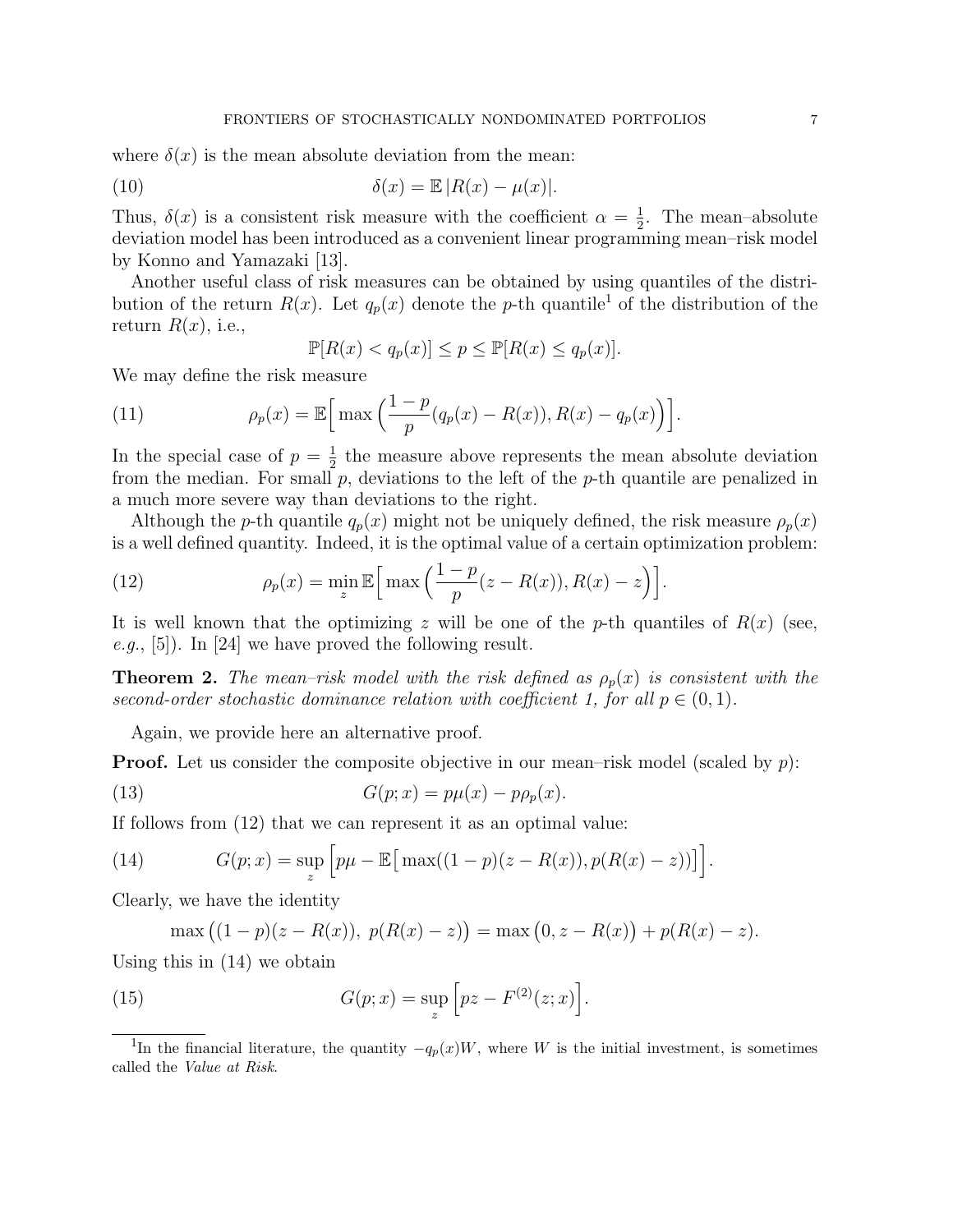where $\delta(x)$ is the mean absolute deviation from the mean:

$$\delta(x) = \mathbb{E}\,|R(x) - \mu(x)|. \tag{10}$$

Thus, $\delta(x)$ is a consistent risk measure with the coefficient $\alpha = \frac{1}{2}$. The mean–absolute deviation model has been introduced as a convenient linear programming mean–risk model by Konno and Yamazaki [13].

Another useful class of risk measures can be obtained by using quantiles of the distribution of the return $R(x)$. Let $q_p(x)$ denote the $p$-th quantile[1] of the distribution of the return $R(x)$, i.e.,

$$\mathbb{P}[R(x) < q_p(x)] \le p \le \mathbb{P}[R(x) \le q_p(x)].$$

We may define the risk measure

$$\rho_p(x) = \mathbb{E}\Big[\max\Big(\frac{1-p}{p}(q_p(x) - R(x)), R(x) - q_p(x)\Big)\Big]. \tag{11}$$

In the special case of $p = \frac{1}{2}$ the measure above represents the mean absolute deviation from the median. For small $p$, deviations to the left of the $p$-th quantile are penalized in a much more severe way than deviations to the right.

Although the $p$-th quantile $q_p(x)$ might not be uniquely defined, the risk measure $\rho_p(x)$ is a well defined quantity. Indeed, it is the optimal value of a certain optimization problem:

$$\rho_p(x) = \min_z \mathbb{E}\Big[\max\Big(\frac{1-p}{p}(z - R(x)), R(x) - z\Big)\Big]. \tag{12}$$

It is well known that the optimizing $z$ will be one of the $p$-th quantiles of $R(x)$ (see, *e.g.*, [5]). In [24] we have proved the following result.

**Theorem 2.** *The mean–risk model with the risk defined as $\rho_p(x)$ is consistent with the second-order stochastic dominance relation with coefficient 1, for all $p \in (0,1)$.*

Again, we provide here an alternative proof.

**Proof.** Let us consider the composite objective in our mean–risk model (scaled by $p$):

$$G(p;x) = p\mu(x) - p\rho_p(x). \tag{13}$$

If follows from (12) that we can represent it as an optimal value:

$$G(p;x) = \sup_z \Big[p\mu - \mathbb{E}\big[\max((1-p)(z - R(x)), p(R(x) - z))\big]\Big]. \tag{14}$$

Clearly, we have the identity

$$\max\big((1-p)(z - R(x)),\ p(R(x) - z)\big) = \max\big(0, z - R(x)\big) + p(R(x) - z).$$

Using this in (14) we obtain

$$G(p;x) = \sup_z \Big[pz - F^{(2)}(z;x)\Big]. \tag{15}$$

---

[1] In the financial literature, the quantity $-q_p(x)W$, where $W$ is the initial investment, is sometimes called the *Value at Risk*.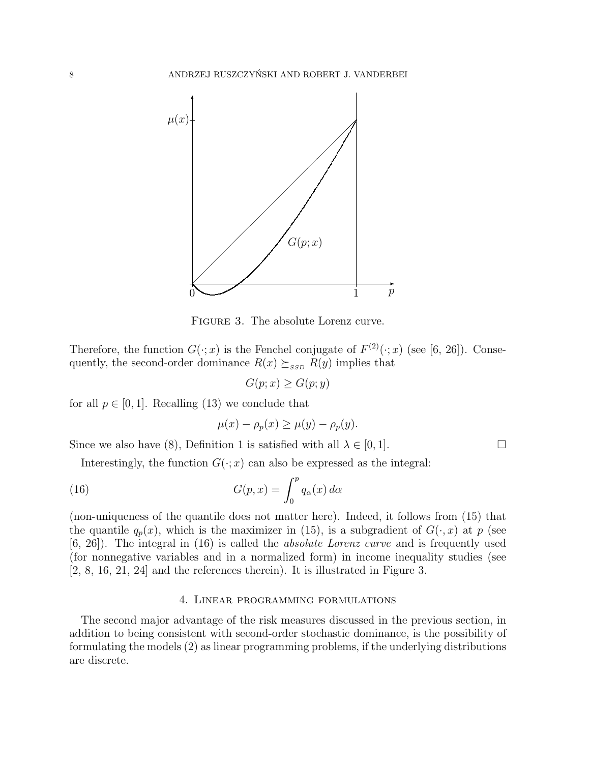FIGURE 3. The absolute Lorenz curve.

Therefore, the function $G(\cdot;x)$ is the Fenchel conjugate of $F^{(2)}(\cdot;x)$ (see [6, 26]). Consequently, the second-order dominance $R(x) \succeq_{SSD} R(y)$ implies that

$$G(p;x) \geq G(p;y)$$

for all $p \in [0,1]$. Recalling (13) we conclude that

$$\mu(x) - \rho_p(x) \geq \mu(y) - \rho_p(y).$$

Since we also have (8), Definition 1 is satisfied with all $\lambda \in [0,1]$. □

Interestingly, the function $G(\cdot;x)$ can also be expressed as the integral:

$$G(p,x) = \int_0^p q_\alpha(x)\, d\alpha \tag{16}$$

(non-uniqueness of the quantile does not matter here). Indeed, it follows from (15) that the quantile $q_p(x)$, which is the maximizer in (15), is a subgradient of $G(\cdot,x)$ at $p$ (see [6, 26]). The integral in (16) is called the *absolute Lorenz curve* and is frequently used (for nonnegative variables and in a normalized form) in income inequality studies (see [2, 8, 16, 21, 24] and the references therein). It is illustrated in Figure 3.

## 4. Linear programming formulations

The second major advantage of the risk measures discussed in the previous section, in addition to being consistent with second-order stochastic dominance, is the possibility of formulating the models (2) as linear programming problems, if the underlying distributions are discrete.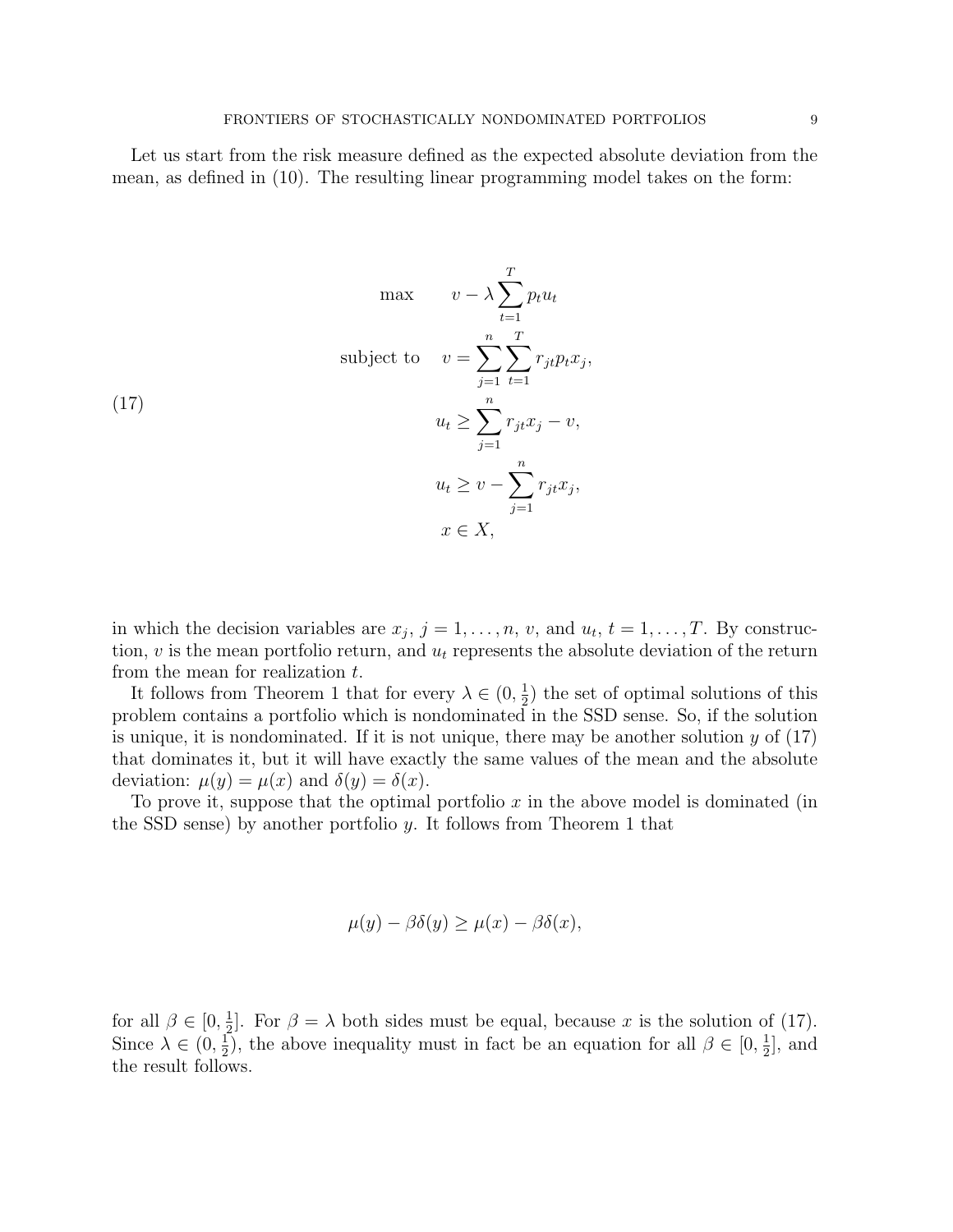Let us start from the risk measure defined as the expected absolute deviation from the mean, as defined in (10). The resulting linear programming model takes on the form:

$$
\begin{aligned}
\max \quad & v - \lambda \sum_{t=1}^{T} p_t u_t \\
\text{subject to} \quad & v = \sum_{j=1}^{n} \sum_{t=1}^{T} r_{jt} p_t x_j, \\
& u_t \geq \sum_{j=1}^{n} r_{jt} x_j - v, \\
& u_t \geq v - \sum_{j=1}^{n} r_{jt} x_j, \\
& x \in X,
\end{aligned} \tag{17}
$$

in which the decision variables are $x_j$, $j = 1, \ldots, n$, $v$, and $u_t$, $t = 1, \ldots, T$. By construction, $v$ is the mean portfolio return, and $u_t$ represents the absolute deviation of the return from the mean for realization $t$.

It follows from Theorem 1 that for every $\lambda \in (0, \frac{1}{2})$ the set of optimal solutions of this problem contains a portfolio which is nondominated in the SSD sense. So, if the solution is unique, it is nondominated. If it is not unique, there may be another solution $y$ of (17) that dominates it, but it will have exactly the same values of the mean and the absolute deviation: $\mu(y) = \mu(x)$ and $\delta(y) = \delta(x)$.

To prove it, suppose that the optimal portfolio $x$ in the above model is dominated (in the SSD sense) by another portfolio $y$. It follows from Theorem 1 that

$$
\mu(y) - \beta\delta(y) \geq \mu(x) - \beta\delta(x),
$$

for all $\beta \in [0, \frac{1}{2}]$. For $\beta = \lambda$ both sides must be equal, because $x$ is the solution of (17). Since $\lambda \in (0, \frac{1}{2})$, the above inequality must in fact be an equation for all $\beta \in [0, \frac{1}{2}]$, and the result follows.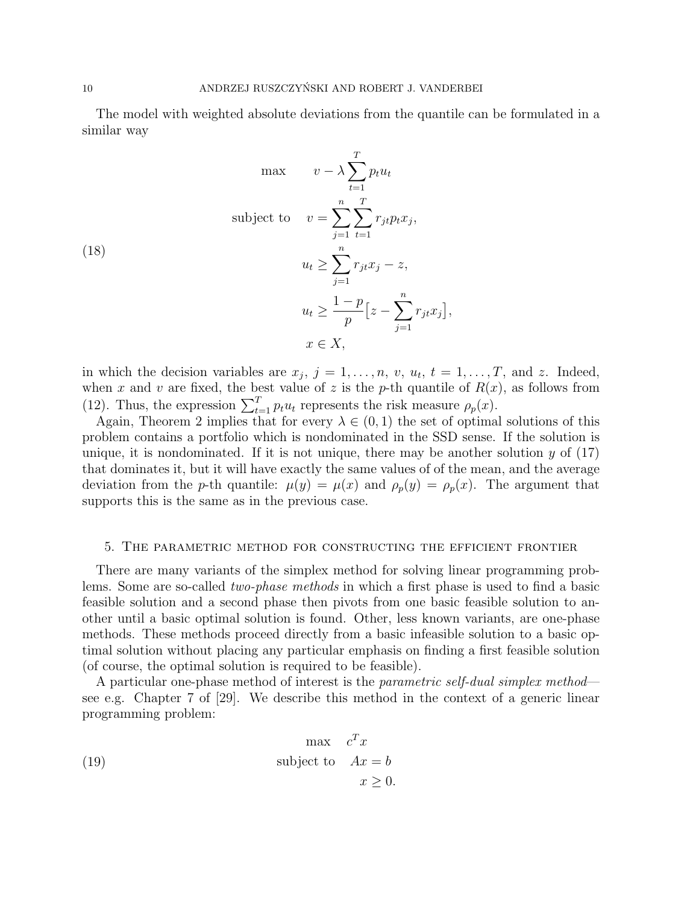The model with weighted absolute deviations from the quantile can be formulated in a similar way

$$
\begin{aligned}
\max \quad & v - \lambda \sum_{t=1}^{T} p_t u_t \\
\text{subject to} \quad & v = \sum_{j=1}^{n} \sum_{t=1}^{T} r_{jt} p_t x_j, \\
& u_t \geq \sum_{j=1}^{n} r_{jt} x_j - z, \\
& u_t \geq \frac{1-p}{p} \big[ z - \sum_{j=1}^{n} r_{jt} x_j \big], \\
& x \in X,
\end{aligned} \tag{18}
$$

in which the decision variables are $x_j$, $j = 1, \ldots, n$, $v$, $u_t$, $t = 1, \ldots, T$, and $z$. Indeed, when $x$ and $v$ are fixed, the best value of $z$ is the $p$-th quantile of $R(x)$, as follows from (12). Thus, the expression $\sum_{t=1}^{T} p_t u_t$ represents the risk measure $\rho_p(x)$.

Again, Theorem 2 implies that for every $\lambda \in (0,1)$ the set of optimal solutions of this problem contains a portfolio which is nondominated in the SSD sense. If the solution is unique, it is nondominated. If it is not unique, there may be another solution $y$ of (17) that dominates it, but it will have exactly the same values of of the mean, and the average deviation from the $p$-th quantile: $\mu(y) = \mu(x)$ and $\rho_p(y) = \rho_p(x)$. The argument that supports this is the same as in the previous case.

## 5. The parametric method for constructing the efficient frontier

There are many variants of the simplex method for solving linear programming problems. Some are so-called *two-phase methods* in which a first phase is used to find a basic feasible solution and a second phase then pivots from one basic feasible solution to another until a basic optimal solution is found. Other, less known variants, are one-phase methods. These methods proceed directly from a basic infeasible solution to a basic optimal solution without placing any particular emphasis on finding a first feasible solution (of course, the optimal solution is required to be feasible).

A particular one-phase method of interest is the *parametric self-dual simplex method*—see e.g. Chapter 7 of [29]. We describe this method in the context of a generic linear programming problem:

$$
\begin{aligned}
\max \quad & c^T x \\
\text{subject to} \quad & Ax = b \\
& x \geq 0.
\end{aligned} \tag{19}
$$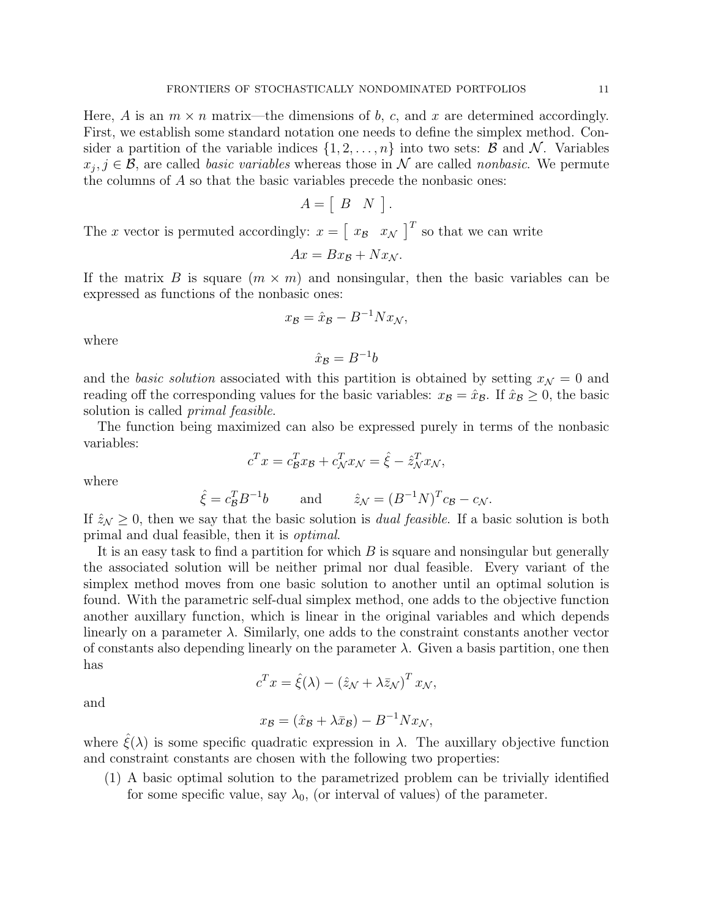Here, $A$ is an $m \times n$ matrix—the dimensions of $b$, $c$, and $x$ are determined accordingly. First, we establish some standard notation one needs to define the simplex method. Consider a partition of the variable indices $\{1, 2, \ldots, n\}$ into two sets: $\mathcal{B}$ and $\mathcal{N}$. Variables $x_j, j \in \mathcal{B}$, are called *basic variables* whereas those in $\mathcal{N}$ are called *nonbasic*. We permute the columns of $A$ so that the basic variables precede the nonbasic ones:

$$A = \left[ \begin{array}{cc} B & N \end{array} \right].$$

The $x$ vector is permuted accordingly: $x = \left[ \begin{array}{cc} x_{\mathcal{B}} & x_{\mathcal{N}} \end{array} \right]^T$ so that we can write

$$Ax = Bx_{\mathcal{B}} + Nx_{\mathcal{N}}.$$

If the matrix $B$ is square ($m \times m$) and nonsingular, then the basic variables can be expressed as functions of the nonbasic ones:

$$x_{\mathcal{B}} = \hat{x}_{\mathcal{B}} - B^{-1}Nx_{\mathcal{N}},$$

where

$$\hat{x}_{\mathcal{B}} = B^{-1}b$$

and the *basic solution* associated with this partition is obtained by setting $x_{\mathcal{N}} = 0$ and reading off the corresponding values for the basic variables: $x_{\mathcal{B}} = \hat{x}_{\mathcal{B}}$. If $\hat{x}_{\mathcal{B}} \geq 0$, the basic solution is called *primal feasible*.

The function being maximized can also be expressed purely in terms of the nonbasic variables:

$$c^T x = c_{\mathcal{B}}^T x_{\mathcal{B}} + c_{\mathcal{N}}^T x_{\mathcal{N}} = \hat{\xi} - \hat{z}_{\mathcal{N}}^T x_{\mathcal{N}},$$

where

$$\hat{\xi} = c_{\mathcal{B}}^T B^{-1} b \qquad \text{and} \qquad \hat{z}_{\mathcal{N}} = (B^{-1}N)^T c_{\mathcal{B}} - c_{\mathcal{N}}.$$

If $\hat{z}_{\mathcal{N}} \geq 0$, then we say that the basic solution is *dual feasible*. If a basic solution is both primal and dual feasible, then it is *optimal*.

It is an easy task to find a partition for which $B$ is square and nonsingular but generally the associated solution will be neither primal nor dual feasible. Every variant of the simplex method moves from one basic solution to another until an optimal solution is found. With the parametric self-dual simplex method, one adds to the objective function another auxillary function, which is linear in the original variables and which depends linearly on a parameter $\lambda$. Similarly, one adds to the constraint constants another vector of constants also depending linearly on the parameter $\lambda$. Given a basis partition, one then has

$$c^T x = \hat{\xi}(\lambda) - \left(\hat{z}_{\mathcal{N}} + \lambda \bar{z}_{\mathcal{N}}\right)^T x_{\mathcal{N}},$$

and

$$x_{\mathcal{B}} = (\hat{x}_{\mathcal{B}} + \lambda \bar{x}_{\mathcal{B}}) - B^{-1}Nx_{\mathcal{N}},$$

where $\hat{\xi}(\lambda)$ is some specific quadratic expression in $\lambda$. The auxillary objective function and constraint constants are chosen with the following two properties:

1. A basic optimal solution to the parametrized problem can be trivially identified for some specific value, say $\lambda_0$, (or interval of values) of the parameter.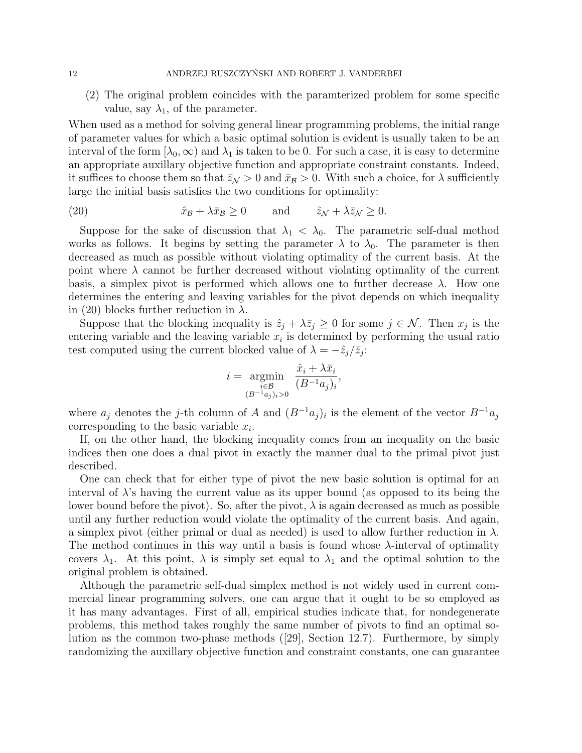(2) The original problem coincides with the paramterized problem for some specific value, say $\lambda_1$, of the parameter.

When used as a method for solving general linear programming problems, the initial range of parameter values for which a basic optimal solution is evident is usually taken to be an interval of the form $[\lambda_0, \infty)$ and $\lambda_1$ is taken to be 0. For such a case, it is easy to determine an appropriate auxillary objective function and appropriate constraint constants. Indeed, it suffices to choose them so that $\bar{z}_{\mathcal{N}} > 0$ and $\bar{x}_{\mathcal{B}} > 0$. With such a choice, for $\lambda$ sufficiently large the initial basis satisfies the two conditions for optimality:

$$\hat{x}_{\mathcal{B}} + \lambda \bar{x}_{\mathcal{B}} \geq 0 \qquad \text{and} \qquad \hat{z}_{\mathcal{N}} + \lambda \bar{z}_{\mathcal{N}} \geq 0. \tag{20}$$

Suppose for the sake of discussion that $\lambda_1 < \lambda_0$. The parametric self-dual method works as follows. It begins by setting the parameter $\lambda$ to $\lambda_0$. The parameter is then decreased as much as possible without violating optimality of the current basis. At the point where $\lambda$ cannot be further decreased without violating optimality of the current basis, a simplex pivot is performed which allows one to further decrease $\lambda$. How one determines the entering and leaving variables for the pivot depends on which inequality in (20) blocks further reduction in $\lambda$.

Suppose that the blocking inequality is $\hat{z}_j + \lambda \bar{z}_j \geq 0$ for some $j \in \mathcal{N}$. Then $x_j$ is the entering variable and the leaving variable $x_i$ is determined by performing the usual ratio test computed using the current blocked value of $\lambda = -\hat{z}_j / \bar{z}_j$:

$$i = \underset{\substack{i \in \mathcal{B} \\ (B^{-1}a_j)_i > 0}}{\operatorname{argmin}} \; \frac{\hat{x}_i + \lambda \bar{x}_i}{(B^{-1}a_j)_i},$$

where $a_j$ denotes the $j$-th column of $A$ and $(B^{-1}a_j)_i$ is the element of the vector $B^{-1}a_j$ corresponding to the basic variable $x_i$.

If, on the other hand, the blocking inequality comes from an inequality on the basic indices then one does a dual pivot in exactly the manner dual to the primal pivot just described.

One can check that for either type of pivot the new basic solution is optimal for an interval of $\lambda$'s having the current value as its upper bound (as opposed to its being the lower bound before the pivot). So, after the pivot, $\lambda$ is again decreased as much as possible until any further reduction would violate the optimality of the current basis. And again, a simplex pivot (either primal or dual as needed) is used to allow further reduction in $\lambda$. The method continues in this way until a basis is found whose $\lambda$-interval of optimality covers $\lambda_1$. At this point, $\lambda$ is simply set equal to $\lambda_1$ and the optimal solution to the original problem is obtained.

Although the parametric self-dual simplex method is not widely used in current commercial linear programming solvers, one can argue that it ought to be so employed as it has many advantages. First of all, empirical studies indicate that, for nondegenerate problems, this method takes roughly the same number of pivots to find an optimal solution as the common two-phase methods ([29], Section 12.7). Furthermore, by simply randomizing the auxillary objective function and constraint constants, one can guarantee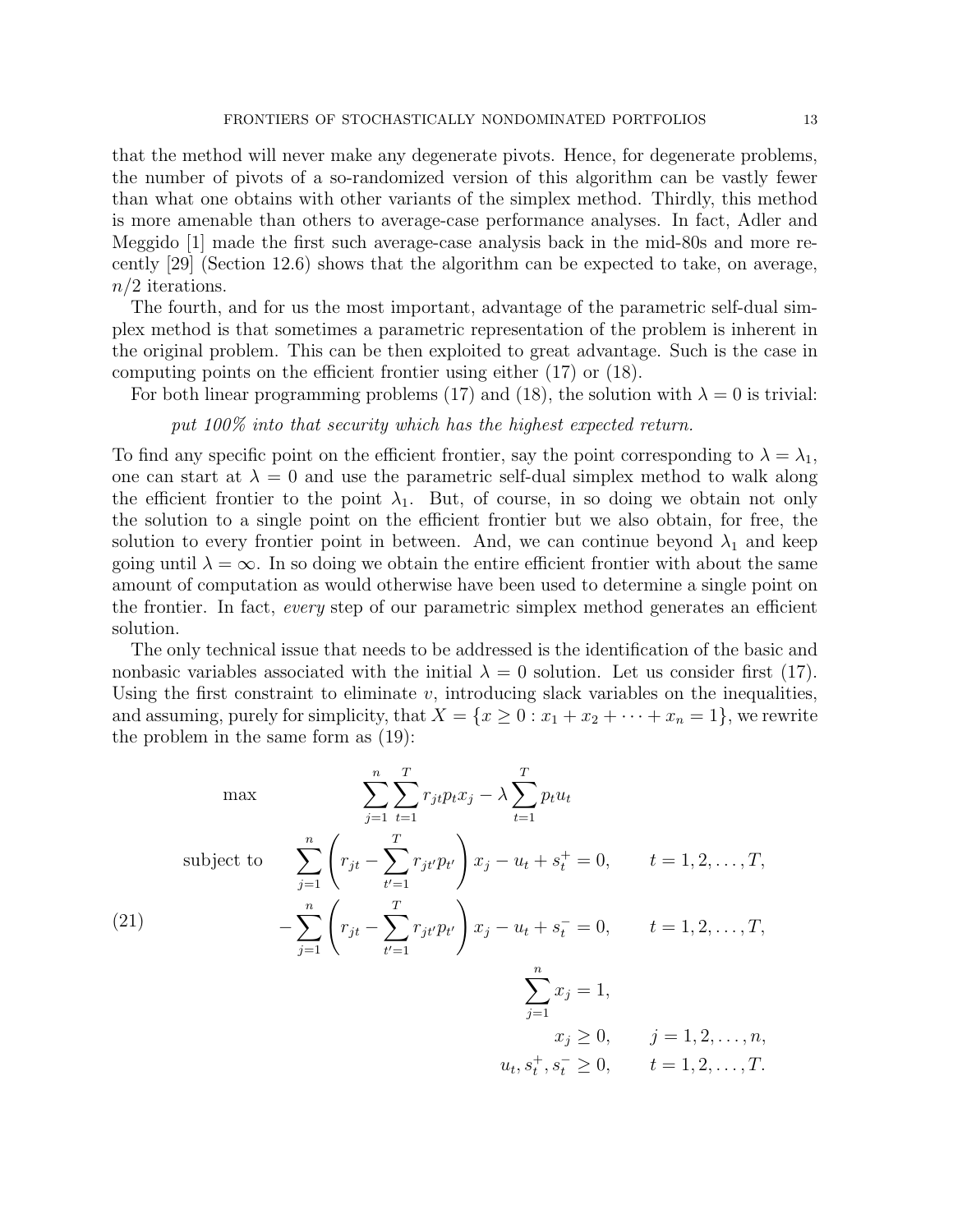that the method will never make any degenerate pivots. Hence, for degenerate problems, the number of pivots of a so-randomized version of this algorithm can be vastly fewer than what one obtains with other variants of the simplex method. Thirdly, this method is more amenable than others to average-case performance analyses. In fact, Adler and Meggido [1] made the first such average-case analysis back in the mid-80s and more recently [29] (Section 12.6) shows that the algorithm can be expected to take, on average, $n/2$ iterations.

The fourth, and for us the most important, advantage of the parametric self-dual simplex method is that sometimes a parametric representation of the problem is inherent in the original problem. This can be then exploited to great advantage. Such is the case in computing points on the efficient frontier using either (17) or (18).

For both linear programming problems (17) and (18), the solution with $\lambda = 0$ is trivial:

*put 100% into that security which has the highest expected return.*

To find any specific point on the efficient frontier, say the point corresponding to $\lambda = \lambda_1$, one can start at $\lambda = 0$ and use the parametric self-dual simplex method to walk along the efficient frontier to the point $\lambda_1$. But, of course, in so doing we obtain not only the solution to a single point on the efficient frontier but we also obtain, for free, the solution to every frontier point in between. And, we can continue beyond $\lambda_1$ and keep going until $\lambda = \infty$. In so doing we obtain the entire efficient frontier with about the same amount of computation as would otherwise have been used to determine a single point on the frontier. In fact, *every* step of our parametric simplex method generates an efficient solution.

The only technical issue that needs to be addressed is the identification of the basic and nonbasic variables associated with the initial $\lambda = 0$ solution. Let us consider first (17). Using the first constraint to eliminate $v$, introducing slack variables on the inequalities, and assuming, purely for simplicity, that $X = \{x \geq 0 : x_1 + x_2 + \cdots + x_n = 1\}$, we rewrite the problem in the same form as (19):

$$
\begin{aligned}
\text{max} \quad & \sum_{j=1}^{n} \sum_{t=1}^{T} r_{jt} p_t x_j - \lambda \sum_{t=1}^{T} p_t u_t \\
\text{subject to} \quad & \sum_{j=1}^{n} \left( r_{jt} - \sum_{t'=1}^{T} r_{jt'} p_{t'} \right) x_j - u_t + s_t^+ = 0, \qquad t = 1, 2, \ldots, T, \\
& -\sum_{j=1}^{n} \left( r_{jt} - \sum_{t'=1}^{T} r_{jt'} p_{t'} \right) x_j - u_t + s_t^- = 0, \qquad t = 1, 2, \ldots, T, \\
& \sum_{j=1}^{n} x_j = 1, \\
& x_j \geq 0, \qquad j = 1, 2, \ldots, n, \\
& u_t, s_t^+, s_t^- \geq 0, \qquad t = 1, 2, \ldots, T.
\end{aligned}
\tag{21}
$$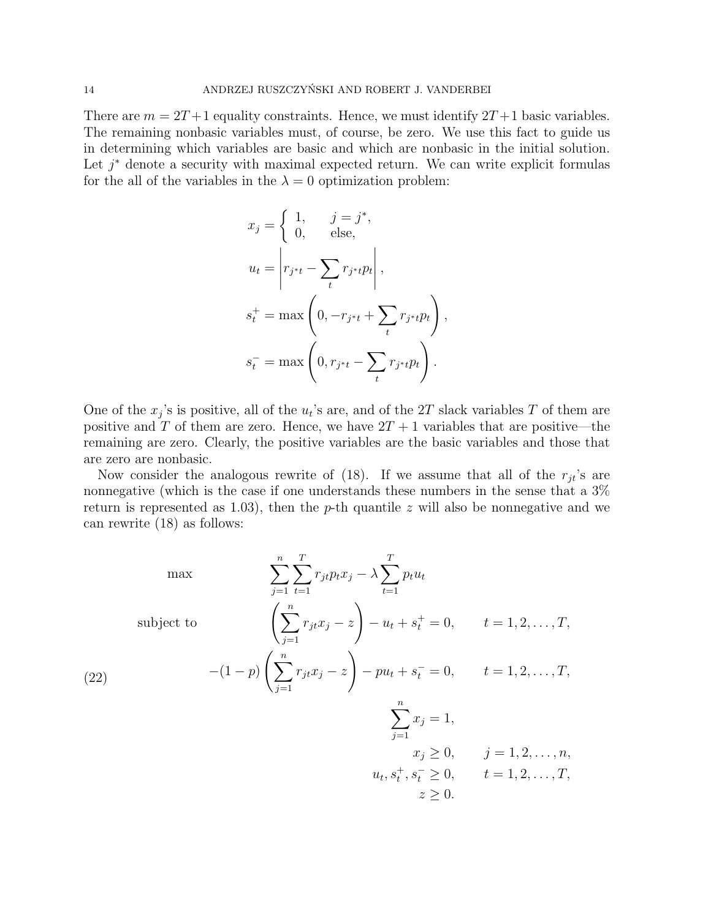There are $m = 2T+1$ equality constraints. Hence, we must identify $2T+1$ basic variables. The remaining nonbasic variables must, of course, be zero. We use this fact to guide us in determining which variables are basic and which are nonbasic in the initial solution. Let $j^*$ denote a security with maximal expected return. We can write explicit formulas for the all of the variables in the $\lambda = 0$ optimization problem:

$$
\begin{aligned}
x_j &= \begin{cases} 1, & j = j^*, \\ 0, & \text{else}, \end{cases} \\
u_t &= \left| r_{j^*t} - \sum_t r_{j^*t} p_t \right|, \\
s_t^+ &= \max\left(0, -r_{j^*t} + \sum_t r_{j^*t} p_t\right), \\
s_t^- &= \max\left(0, r_{j^*t} - \sum_t r_{j^*t} p_t\right).
\end{aligned}
$$

One of the $x_j$'s is positive, all of the $u_t$'s are, and of the $2T$ slack variables $T$ of them are positive and $T$ of them are zero. Hence, we have $2T+1$ variables that are positive—the remaining are zero. Clearly, the positive variables are the basic variables and those that are zero are nonbasic.

Now consider the analogous rewrite of (18). If we assume that all of the $r_{jt}$'s are nonnegative (which is the case if one understands these numbers in the sense that a 3% return is represented as 1.03), then the $p$-th quantile $z$ will also be nonnegative and we can rewrite (18) as follows:

$$
\begin{array}{lrll}
\max & \displaystyle\sum_{j=1}^{n}\sum_{t=1}^{T} r_{jt} p_t x_j - \lambda \sum_{t=1}^{T} p_t u_t & & \\
\text{subject to} & \displaystyle\left(\sum_{j=1}^{n} r_{jt} x_j - z\right) - u_t + s_t^+ = 0, & & t = 1, 2, \ldots, T, \\
(22) & \displaystyle -(1-p)\left(\sum_{j=1}^{n} r_{jt} x_j - z\right) - p u_t + s_t^- = 0, & & t = 1, 2, \ldots, T, \\
& \displaystyle\sum_{j=1}^{n} x_j = 1, & & \\
& x_j \geq 0, & & j = 1, 2, \ldots, n, \\
& u_t, s_t^+, s_t^- \geq 0, & & t = 1, 2, \ldots, T, \\
& z \geq 0. & &
\end{array}
$$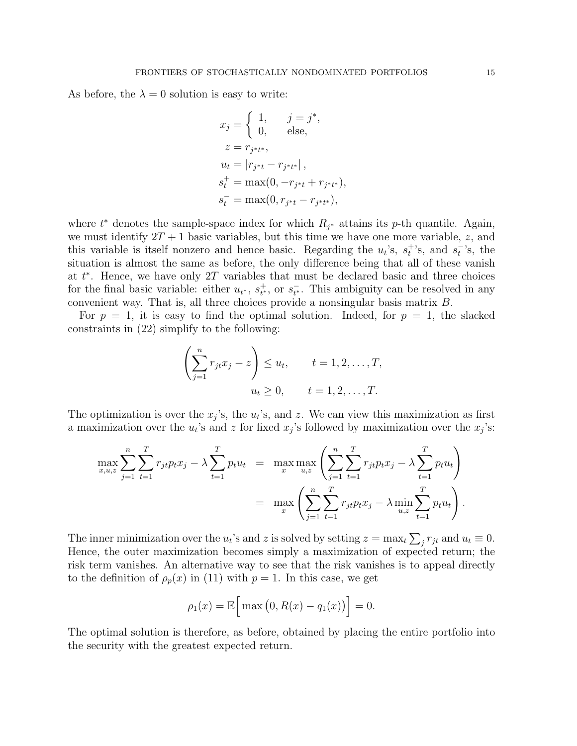As before, the $\lambda = 0$ solution is easy to write:

$$
\begin{aligned}
x_j &= \begin{cases} 1, & j = j^*, \\ 0, & \text{else,} \end{cases} \\
z &= r_{j^*t^*}, \\
u_t &= \left| r_{j^*t} - r_{j^*t^*} \right|, \\
s_t^+ &= \max(0, -r_{j^*t} + r_{j^*t^*}), \\
s_t^- &= \max(0, r_{j^*t} - r_{j^*t^*}),
\end{aligned}
$$

where $t^*$ denotes the sample-space index for which $R_{j^*}$ attains its $p$-th quantile. Again, we must identify $2T + 1$ basic variables, but this time we have one more variable, $z$, and this variable is itself nonzero and hence basic. Regarding the $u_t$'s, $s_t^+$'s, and $s_t^-$'s, the situation is almost the same as before, the only difference being that all of these vanish at $t^*$. Hence, we have only $2T$ variables that must be declared basic and three choices for the final basic variable: either $u_{t^*}$, $s_{t^*}^+$, or $s_{t^*}^-$. This ambiguity can be resolved in any convenient way. That is, all three choices provide a nonsingular basis matrix $B$.

For $p = 1$, it is easy to find the optimal solution. Indeed, for $p = 1$, the slacked constraints in (22) simplify to the following:

$$
\begin{aligned}
\left( \sum_{j=1}^{n} r_{jt} x_j - z \right) &\leq u_t, \qquad t = 1, 2, \ldots, T, \\
u_t &\geq 0, \qquad t = 1, 2, \ldots, T.
\end{aligned}
$$

The optimization is over the $x_j$'s, the $u_t$'s, and $z$. We can view this maximization as first a maximization over the $u_t$'s and $z$ for fixed $x_j$'s followed by maximization over the $x_j$'s:

$$
\begin{aligned}
\max_{x,u,z} \sum_{j=1}^{n} \sum_{t=1}^{T} r_{jt} p_t x_j - \lambda \sum_{t=1}^{T} p_t u_t &= \max_{x} \max_{u,z} \left( \sum_{j=1}^{n} \sum_{t=1}^{T} r_{jt} p_t x_j - \lambda \sum_{t=1}^{T} p_t u_t \right) \\
&= \max_{x} \left( \sum_{j=1}^{n} \sum_{t=1}^{T} r_{jt} p_t x_j - \lambda \min_{u,z} \sum_{t=1}^{T} p_t u_t \right).
\end{aligned}
$$

The inner minimization over the $u_t$'s and $z$ is solved by setting $z = \max_t \sum_j r_{jt}$ and $u_t \equiv 0$. Hence, the outer maximization becomes simply a maximization of expected return; the risk term vanishes. An alternative way to see that the risk vanishes is to appeal directly to the definition of $\rho_p(x)$ in (11) with $p = 1$. In this case, we get

$$
\rho_1(x) = \mathbb{E}\Big[ \max\big(0, R(x) - q_1(x)\big) \Big] = 0.
$$

The optimal solution is therefore, as before, obtained by placing the entire portfolio into the security with the greatest expected return.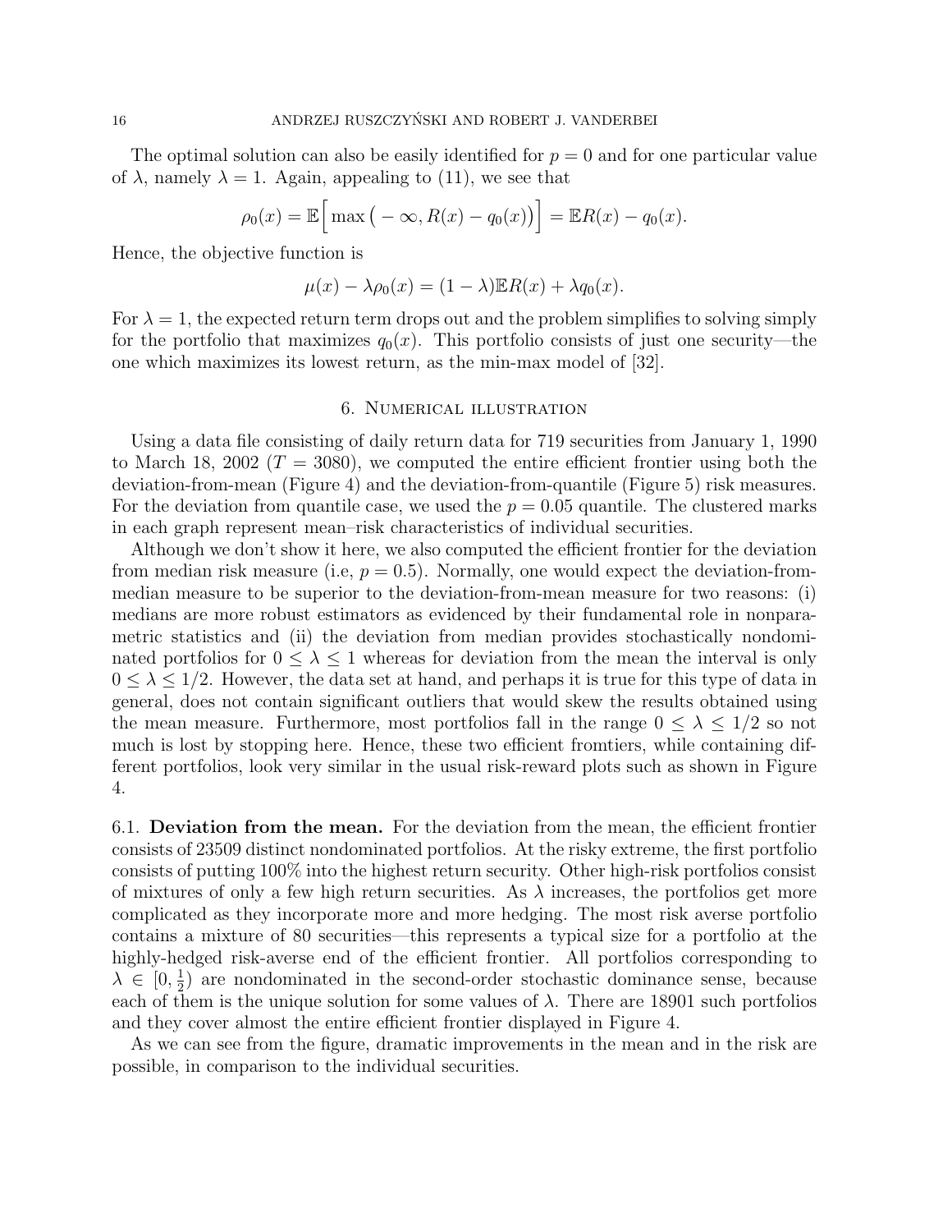The optimal solution can also be easily identified for $p = 0$ and for one particular value of $\lambda$, namely $\lambda = 1$. Again, appealing to (11), we see that

$$\rho_0(x) = \mathbb{E}\Big[ \max\big( -\infty, R(x) - q_0(x) \big) \Big] = \mathbb{E}R(x) - q_0(x).$$

Hence, the objective function is

$$\mu(x) - \lambda \rho_0(x) = (1 - \lambda)\mathbb{E}R(x) + \lambda q_0(x).$$

For $\lambda = 1$, the expected return term drops out and the problem simplifies to solving simply for the portfolio that maximizes $q_0(x)$. This portfolio consists of just one security—the one which maximizes its lowest return, as the min-max model of [32].

## 6. Numerical illustration

Using a data file consisting of daily return data for 719 securities from January 1, 1990 to March 18, 2002 ($T = 3080$), we computed the entire efficient frontier using both the deviation-from-mean (Figure 4) and the deviation-from-quantile (Figure 5) risk measures. For the deviation from quantile case, we used the $p = 0.05$ quantile. The clustered marks in each graph represent mean–risk characteristics of individual securities.

Although we don't show it here, we also computed the efficient frontier for the deviation from median risk measure (i.e, $p = 0.5$). Normally, one would expect the deviation-from-median measure to be superior to the deviation-from-mean measure for two reasons: (i) medians are more robust estimators as evidenced by their fundamental role in nonparametric statistics and (ii) the deviation from median provides stochastically nondominated portfolios for $0 \leq \lambda \leq 1$ whereas for deviation from the mean the interval is only $0 \leq \lambda \leq 1/2$. However, the data set at hand, and perhaps it is true for this type of data in general, does not contain significant outliers that would skew the results obtained using the mean measure. Furthermore, most portfolios fall in the range $0 \leq \lambda \leq 1/2$ so not much is lost by stopping here. Hence, these two efficient fromtiers, while containing different portfolios, look very similar in the usual risk-reward plots such as shown in Figure 4.

### 6.1. Deviation from the mean.

For the deviation from the mean, the efficient frontier consists of 23509 distinct nondominated portfolios. At the risky extreme, the first portfolio consists of putting 100% into the highest return security. Other high-risk portfolios consist of mixtures of only a few high return securities. As $\lambda$ increases, the portfolios get more complicated as they incorporate more and more hedging. The most risk averse portfolio contains a mixture of 80 securities—this represents a typical size for a portfolio at the highly-hedged risk-averse end of the efficient frontier. All portfolios corresponding to $\lambda \in [0, \frac{1}{2})$ are nondominated in the second-order stochastic dominance sense, because each of them is the unique solution for some values of $\lambda$. There are 18901 such portfolios and they cover almost the entire efficient frontier displayed in Figure 4.

As we can see from the figure, dramatic improvements in the mean and in the risk are possible, in comparison to the individual securities.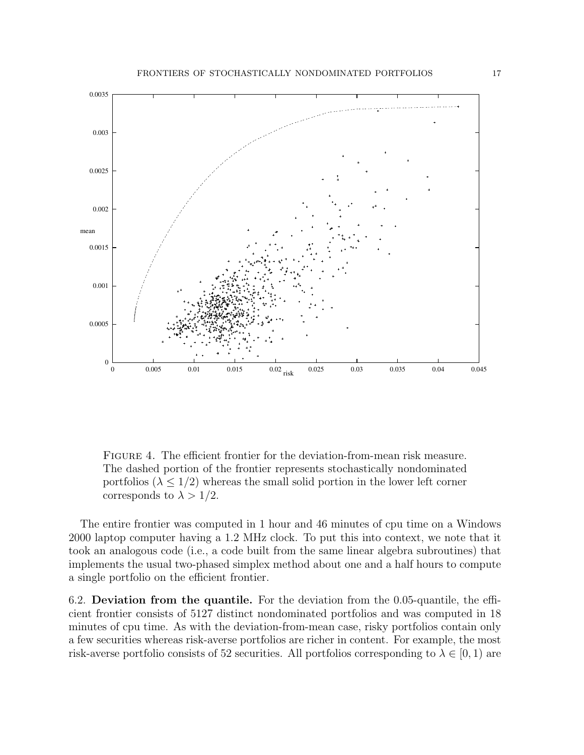Figure 4. The efficient frontier for the deviation-from-mean risk measure. The dashed portion of the frontier represents stochastically nondominated portfolios ($\lambda \leq 1/2$) whereas the small solid portion in the lower left corner corresponds to $\lambda > 1/2$.

The entire frontier was computed in 1 hour and 46 minutes of cpu time on a Windows 2000 laptop computer having a 1.2 MHz clock. To put this into context, we note that it took an analogous code (i.e., a code built from the same linear algebra subroutines) that implements the usual two-phased simplex method about one and a half hours to compute a single portfolio on the efficient frontier.

**6.2. Deviation from the quantile.** For the deviation from the 0.05-quantile, the efficient frontier consists of 5127 distinct nondominated portfolios and was computed in 18 minutes of cpu time. As with the deviation-from-mean case, risky portfolios contain only a few securities whereas risk-averse portfolios are richer in content. For example, the most risk-averse portfolio consists of 52 securities. All portfolios corresponding to $\lambda \in [0, 1)$ are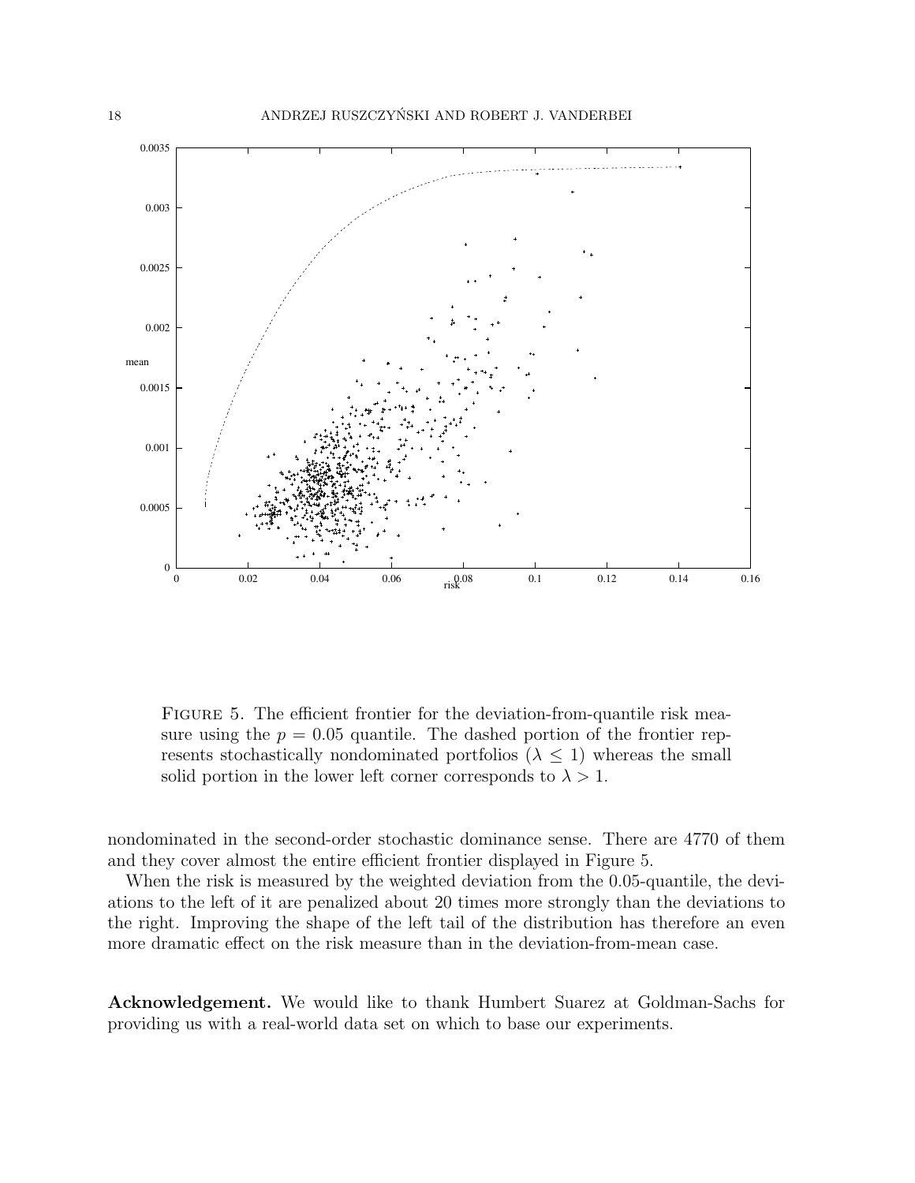FIGURE 5. The efficient frontier for the deviation-from-quantile risk measure using the $p = 0.05$ quantile. The dashed portion of the frontier represents stochastically nondominated portfolios ($\lambda \leq 1$) whereas the small solid portion in the lower left corner corresponds to $\lambda > 1$.

nondominated in the second-order stochastic dominance sense. There are 4770 of them and they cover almost the entire efficient frontier displayed in Figure 5.

When the risk is measured by the weighted deviation from the 0.05-quantile, the deviations to the left of it are penalized about 20 times more strongly than the deviations to the right. Improving the shape of the left tail of the distribution has therefore an even more dramatic effect on the risk measure than in the deviation-from-mean case.

**Acknowledgement.** We would like to thank Humbert Suarez at Goldman-Sachs for providing us with a real-world data set on which to base our experiments.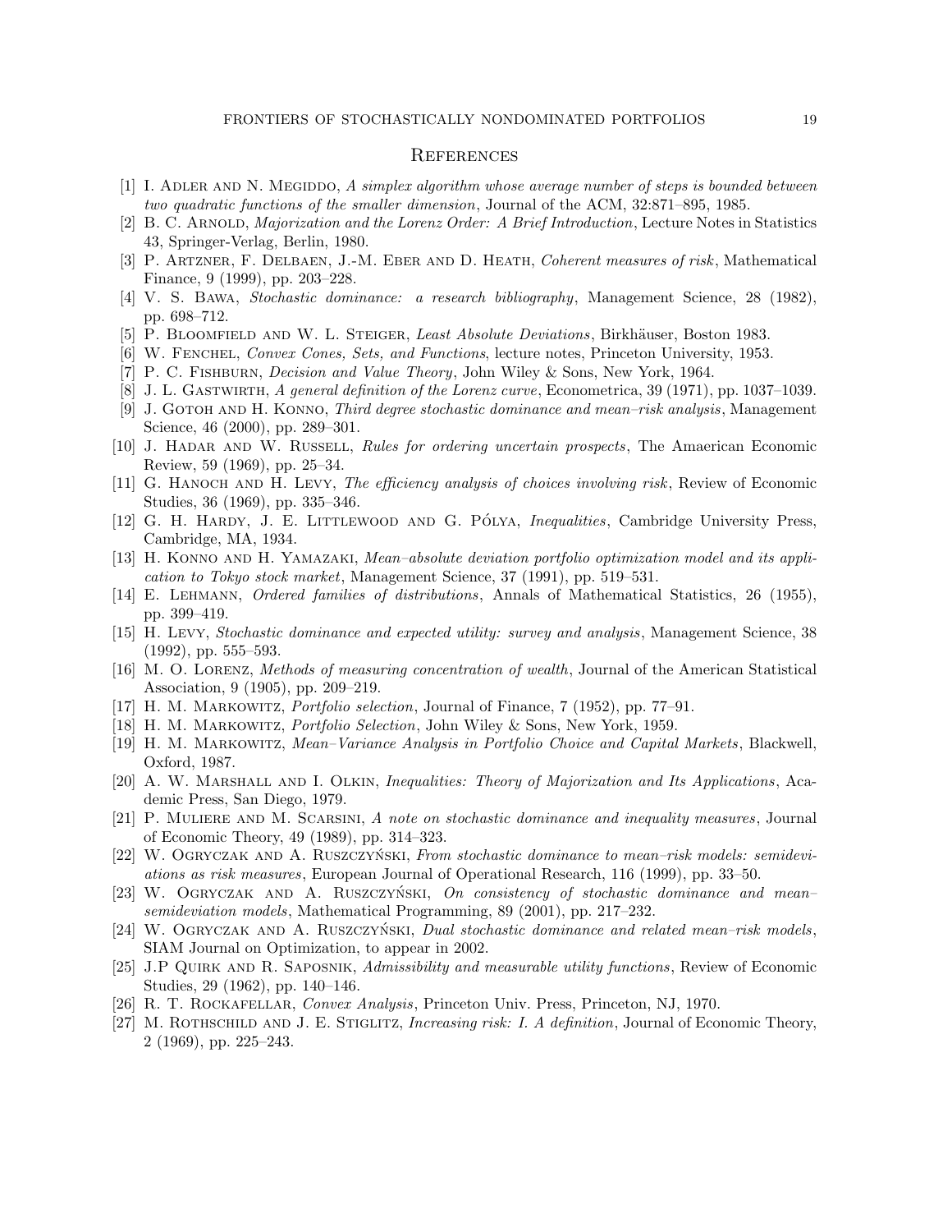## References

[1] I. Adler and N. Megiddo, *A simplex algorithm whose average number of steps is bounded between two quadratic functions of the smaller dimension*, Journal of the ACM, 32:871–895, 1985.

[2] B. C. Arnold, *Majorization and the Lorenz Order: A Brief Introduction*, Lecture Notes in Statistics 43, Springer-Verlag, Berlin, 1980.

[3] P. Artzner, F. Delbaen, J.-M. Eber and D. Heath, *Coherent measures of risk*, Mathematical Finance, 9 (1999), pp. 203–228.

[4] V. S. Bawa, *Stochastic dominance: a research bibliography*, Management Science, 28 (1982), pp. 698–712.

[5] P. Bloomfield and W. L. Steiger, *Least Absolute Deviations*, Birkhäuser, Boston 1983.

[6] W. Fenchel, *Convex Cones, Sets, and Functions*, lecture notes, Princeton University, 1953.

[7] P. C. Fishburn, *Decision and Value Theory*, John Wiley & Sons, New York, 1964.

[8] J. L. Gastwirth, *A general definition of the Lorenz curve*, Econometrica, 39 (1971), pp. 1037–1039.

[9] J. Gotoh and H. Konno, *Third degree stochastic dominance and mean–risk analysis*, Management Science, 46 (2000), pp. 289–301.

[10] J. Hadar and W. Russell, *Rules for ordering uncertain prospects*, The Amaerican Economic Review, 59 (1969), pp. 25–34.

[11] G. Hanoch and H. Levy, *The efficiency analysis of choices involving risk*, Review of Economic Studies, 36 (1969), pp. 335–346.

[12] G. H. Hardy, J. E. Littlewood and G. Pólya, *Inequalities*, Cambridge University Press, Cambridge, MA, 1934.

[13] H. Konno and H. Yamazaki, *Mean–absolute deviation portfolio optimization model and its application to Tokyo stock market*, Management Science, 37 (1991), pp. 519–531.

[14] E. Lehmann, *Ordered families of distributions*, Annals of Mathematical Statistics, 26 (1955), pp. 399–419.

[15] H. Levy, *Stochastic dominance and expected utility: survey and analysis*, Management Science, 38 (1992), pp. 555–593.

[16] M. O. Lorenz, *Methods of measuring concentration of wealth*, Journal of the American Statistical Association, 9 (1905), pp. 209–219.

[17] H. M. Markowitz, *Portfolio selection*, Journal of Finance, 7 (1952), pp. 77–91.

[18] H. M. Markowitz, *Portfolio Selection*, John Wiley & Sons, New York, 1959.

[19] H. M. Markowitz, *Mean–Variance Analysis in Portfolio Choice and Capital Markets*, Blackwell, Oxford, 1987.

[20] A. W. Marshall and I. Olkin, *Inequalities: Theory of Majorization and Its Applications*, Academic Press, San Diego, 1979.

[21] P. Muliere and M. Scarsini, *A note on stochastic dominance and inequality measures*, Journal of Economic Theory, 49 (1989), pp. 314–323.

[22] W. Ogryczak and A. Ruszczyński, *From stochastic dominance to mean–risk models: semideviations as risk measures*, European Journal of Operational Research, 116 (1999), pp. 33–50.

[23] W. Ogryczak and A. Ruszczyński, *On consistency of stochastic dominance and mean–semideviation models*, Mathematical Programming, 89 (2001), pp. 217–232.

[24] W. Ogryczak and A. Ruszczyński, *Dual stochastic dominance and related mean–risk models*, SIAM Journal on Optimization, to appear in 2002.

[25] J.P Quirk and R. Saposnik, *Admissibility and measurable utility functions*, Review of Economic Studies, 29 (1962), pp. 140–146.

[26] R. T. Rockafellar, *Convex Analysis*, Princeton Univ. Press, Princeton, NJ, 1970.

[27] M. Rothschild and J. E. Stiglitz, *Increasing risk: I. A definition*, Journal of Economic Theory, 2 (1969), pp. 225–243.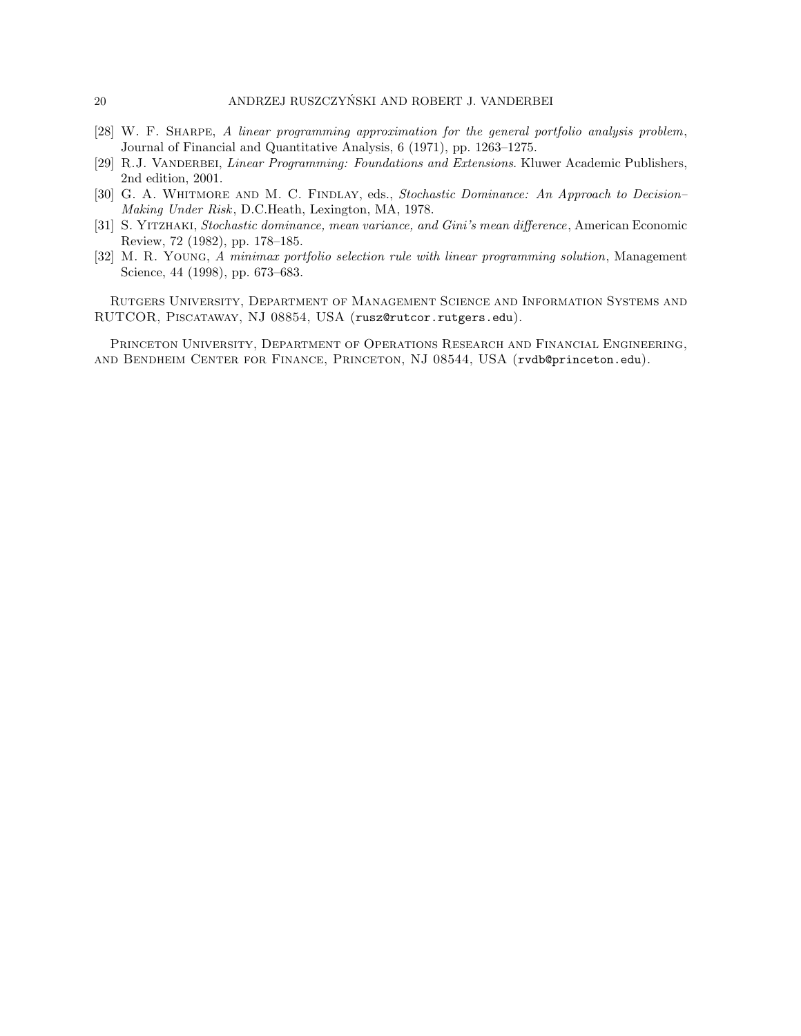[28] W. F. Sharpe, *A linear programming approximation for the general portfolio analysis problem*, Journal of Financial and Quantitative Analysis, 6 (1971), pp. 1263–1275.

[29] R.J. Vanderbei, *Linear Programming: Foundations and Extensions*. Kluwer Academic Publishers, 2nd edition, 2001.

[30] G. A. Whitmore and M. C. Findlay, eds., *Stochastic Dominance: An Approach to Decision–Making Under Risk*, D.C.Heath, Lexington, MA, 1978.

[31] S. Yitzhaki, *Stochastic dominance, mean variance, and Gini's mean difference*, American Economic Review, 72 (1982), pp. 178–185.

[32] M. R. Young, *A minimax portfolio selection rule with linear programming solution*, Management Science, 44 (1998), pp. 673–683.

Rutgers University, Department of Management Science and Information Systems and RUTCOR, Piscataway, NJ 08854, USA (rusz@rutcor.rutgers.edu).

Princeton University, Department of Operations Research and Financial Engineering, and Bendheim Center for Finance, Princeton, NJ 08544, USA (rvdb@princeton.edu).